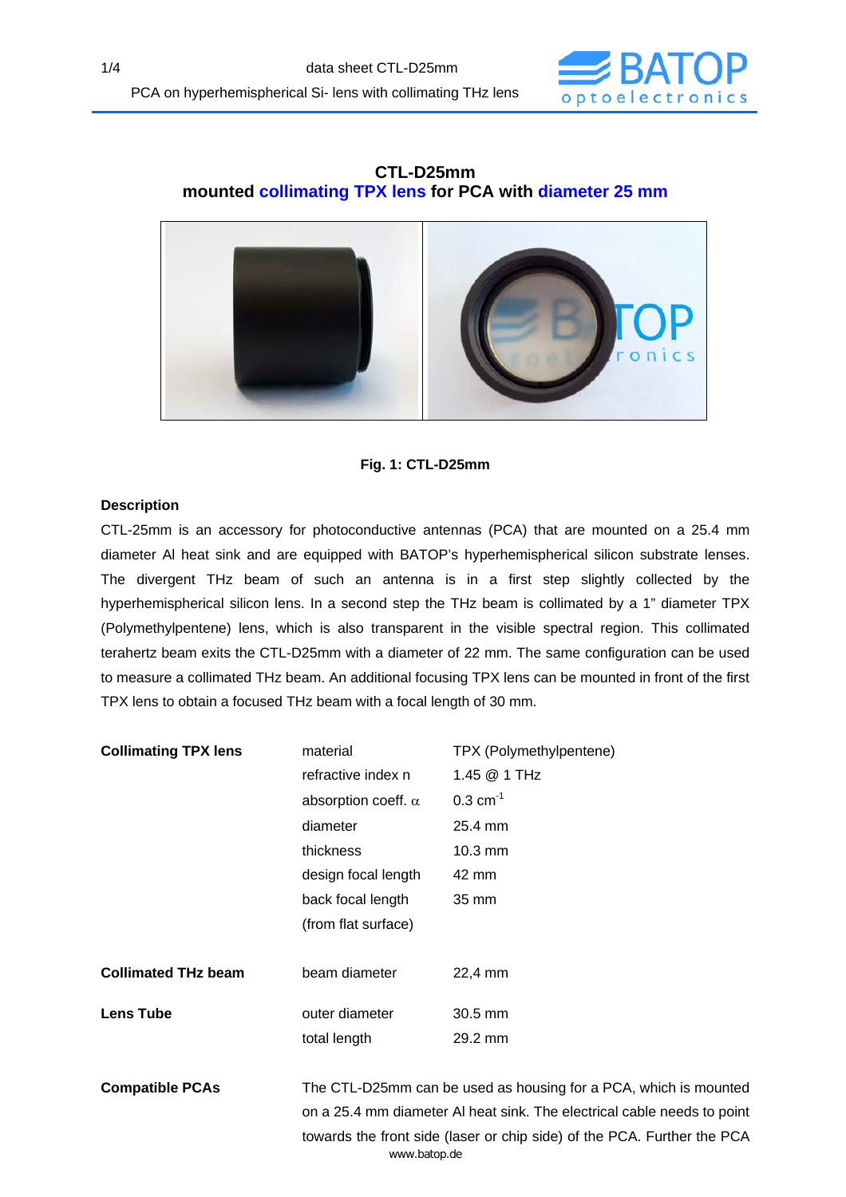# CTL-D25mm
## mounted collimating TPX lens for PCA with diameter 25 mm

**Fig. 1: CTL-D25mm**

### Description

CTL-25mm is an accessory for photoconductive antennas (PCA) that are mounted on a 25.4 mm diameter Al heat sink and are equipped with BATOP's hyperhemispherical silicon substrate lenses. The divergent THz beam of such an antenna is in a first step slightly collected by the hyperhemispherical silicon lens. In a second step the THz beam is collimated by a 1" diameter TPX (Polymethylpentene) lens, which is also transparent in the visible spectral region. This collimated terahertz beam exits the CTL-D25mm with a diameter of 22 mm. The same configuration can be used to measure a collimated THz beam. An additional focusing TPX lens can be mounted in front of the first TPX lens to obtain a focused THz beam with a focal length of 30 mm.

| | | |
|---|---|---|
| **Collimating TPX lens** | material | TPX (Polymethylpentene) |
| | refractive index n | 1.45 @ 1 THz |
| | absorption coeff. $\alpha$ | 0.3 $cm^{-1}$ |
| | diameter | 25.4 mm |
| | thickness | 10.3 mm |
| | design focal length | 42 mm |
| | back focal length (from flat surface) | 35 mm |
| **Collimated THz beam** | beam diameter | 22,4 mm |
| **Lens Tube** | outer diameter | 30.5 mm |
| | total length | 29.2 mm |

**Compatible PCAs**

The CTL-D25mm can be used as housing for a PCA, which is mounted on a 25.4 mm diameter Al heat sink. The electrical cable needs to point towards the front side (laser or chip side) of the PCA. Further the PCA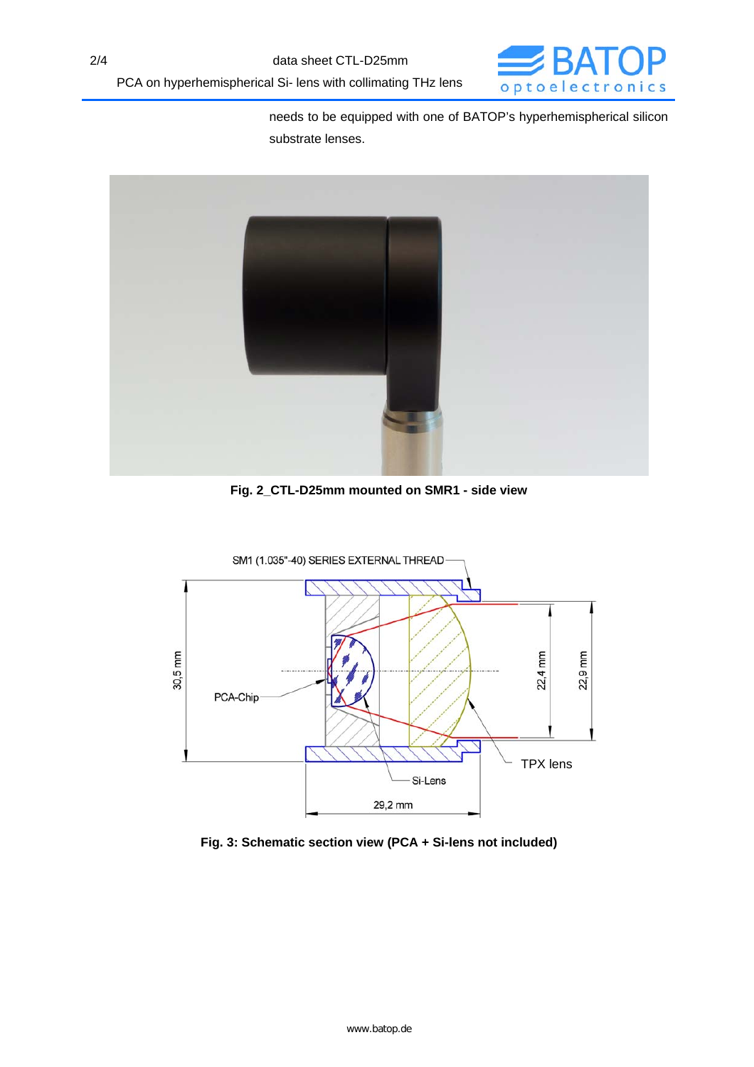needs to be equipped with one of BATOP's hyperhemispherical silicon substrate lenses.

**Fig. 2_CTL-D25mm mounted on SMR1 - side view**

SM1 (1.035"-40) SERIES EXTERNAL THREAD

PCA-Chip

30,5 mm

22,4 mm

22,9 mm

TPX lens

Si-Lens

29,2 mm

**Fig. 3: Schematic section view (PCA + Si-lens not included)**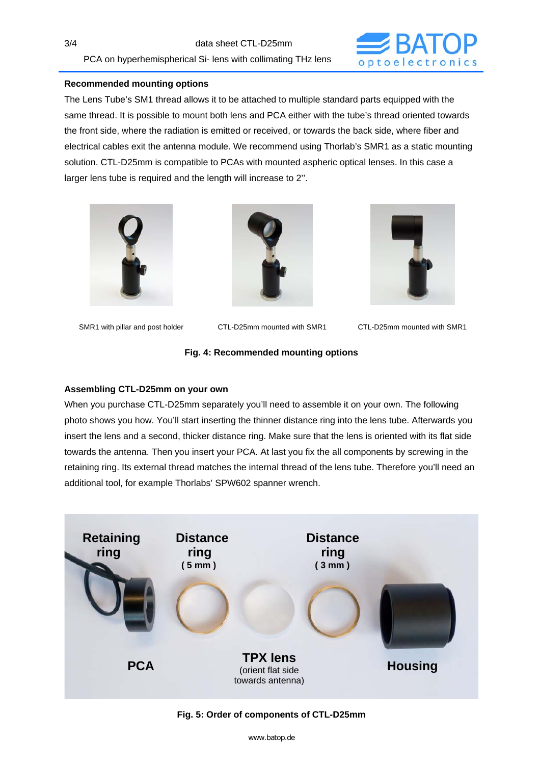## Recommended mounting options

The Lens Tube's SM1 thread allows it to be attached to multiple standard parts equipped with the same thread. It is possible to mount both lens and PCA either with the tube's thread oriented towards the front side, where the radiation is emitted or received, or towards the back side, where fiber and electrical cables exit the antenna module. We recommend using Thorlab's SMR1 as a static mounting solution. CTL-D25mm is compatible to PCAs with mounted aspheric optical lenses. In this case a larger lens tube is required and the length will increase to 2''.

SMR1 with pillar and post holder

CTL-D25mm mounted with SMR1

CTL-D25mm mounted with SMR1

**Fig. 4: Recommended mounting options**

## Assembling CTL-D25mm on your own

When you purchase CTL-D25mm separately you'll need to assemble it on your own. The following photo shows you how. You'll start inserting the thinner distance ring into the lens tube. Afterwards you insert the lens and a second, thicker distance ring. Make sure that the lens is oriented with its flat side towards the antenna. Then you insert your PCA. At last you fix the all components by screwing in the retaining ring. Its external thread matches the internal thread of the lens tube. Therefore you'll need an additional tool, for example Thorlabs' SPW602 spanner wrench.

Retaining ring — Distance ring (5 mm) — Distance ring (3 mm)

PCA — TPX lens (orient flat side towards antenna) — Housing

**Fig. 5: Order of components of CTL-D25mm**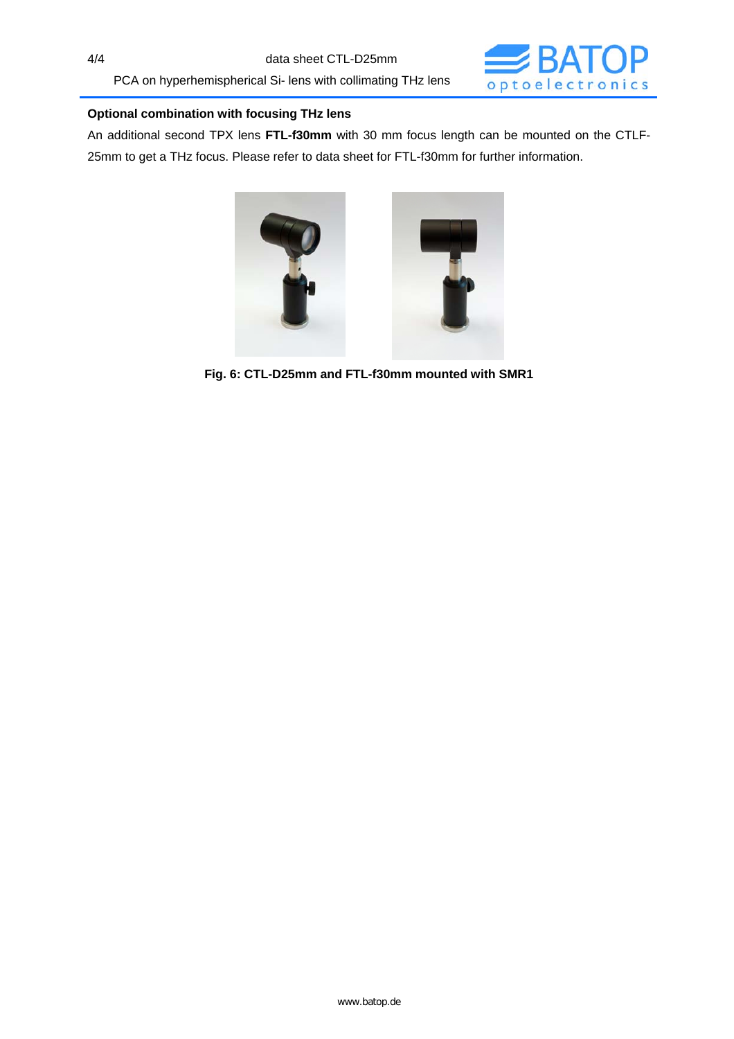**Optional combination with focusing THz lens**

An additional second TPX lens **FTL-f30mm** with 30 mm focus length can be mounted on the CTLF-25mm to get a THz focus. Please refer to data sheet for FTL-f30mm for further information.

**Fig. 6: CTL-D25mm and FTL-f30mm mounted with SMR1**